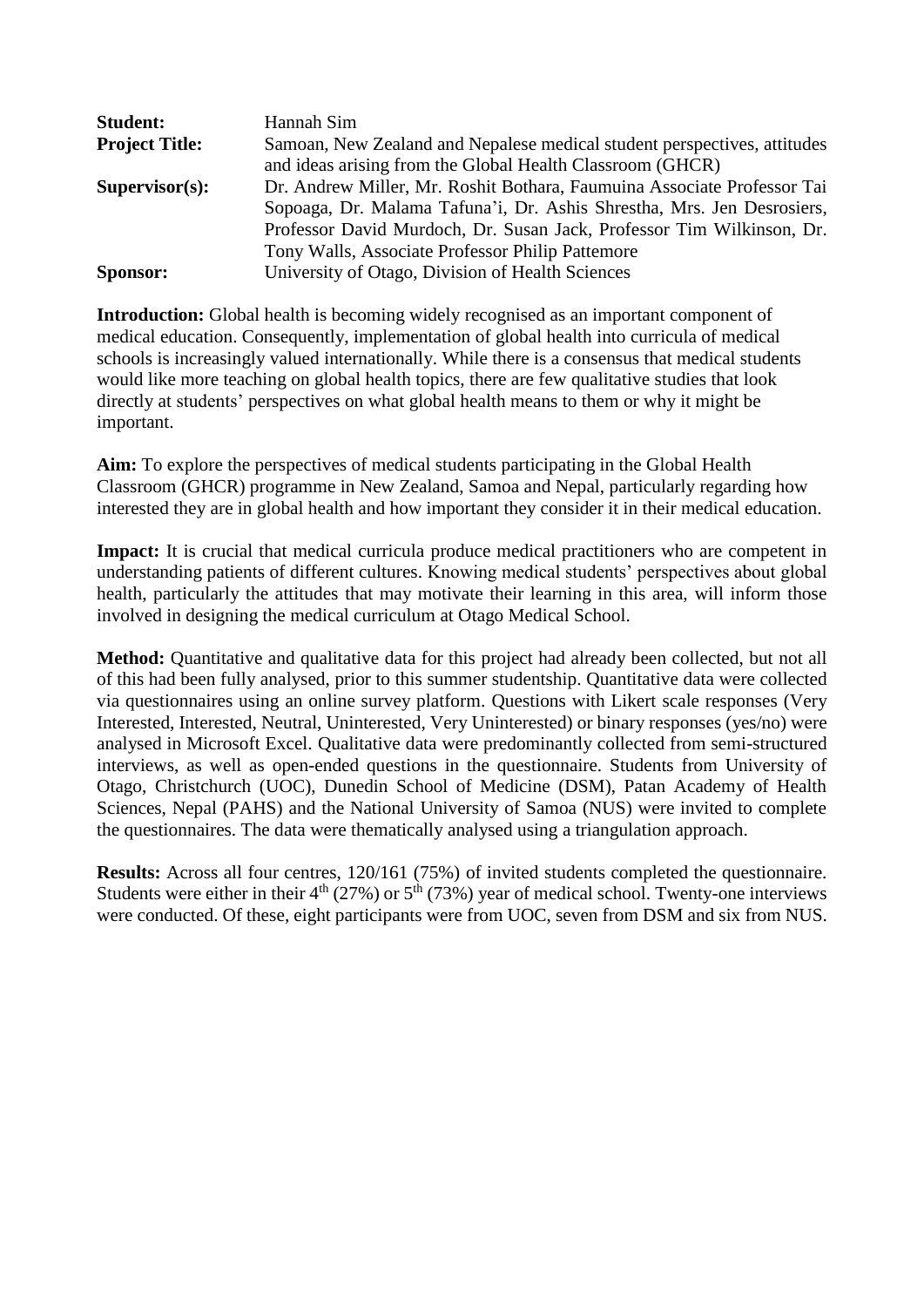**Student:** Hannah Sim

**Project Title:** Samoan, New Zealand and Nepalese medical student perspectives, attitudes and ideas arising from the Global Health Classroom (GHCR)

**Supervisor(s):** Dr. Andrew Miller, Mr. Roshit Bothara, Faumuina Associate Professor Tai Sopoaga, Dr. Malama Tafuna'i, Dr. Ashis Shrestha, Mrs. Jen Desrosiers, Professor David Murdoch, Dr. Susan Jack, Professor Tim Wilkinson, Dr. Tony Walls, Associate Professor Philip Pattemore

**Sponsor:** University of Otago, Division of Health Sciences

**Introduction:** Global health is becoming widely recognised as an important component of medical education. Consequently, implementation of global health into curricula of medical schools is increasingly valued internationally. While there is a consensus that medical students would like more teaching on global health topics, there are few qualitative studies that look directly at students' perspectives on what global health means to them or why it might be important.

**Aim:** To explore the perspectives of medical students participating in the Global Health Classroom (GHCR) programme in New Zealand, Samoa and Nepal, particularly regarding how interested they are in global health and how important they consider it in their medical education.

**Impact:** It is crucial that medical curricula produce medical practitioners who are competent in understanding patients of different cultures. Knowing medical students' perspectives about global health, particularly the attitudes that may motivate their learning in this area, will inform those involved in designing the medical curriculum at Otago Medical School.

**Method:** Quantitative and qualitative data for this project had already been collected, but not all of this had been fully analysed, prior to this summer studentship. Quantitative data were collected via questionnaires using an online survey platform. Questions with Likert scale responses (Very Interested, Interested, Neutral, Uninterested, Very Uninterested) or binary responses (yes/no) were analysed in Microsoft Excel. Qualitative data were predominantly collected from semi-structured interviews, as well as open-ended questions in the questionnaire. Students from University of Otago, Christchurch (UOC), Dunedin School of Medicine (DSM), Patan Academy of Health Sciences, Nepal (PAHS) and the National University of Samoa (NUS) were invited to complete the questionnaires. The data were thematically analysed using a triangulation approach.

**Results:** Across all four centres, 120/161 (75%) of invited students completed the questionnaire. Students were either in their $4^{th}$ (27%) or $5^{th}$ (73%) year of medical school. Twenty-one interviews were conducted. Of these, eight participants were from UOC, seven from DSM and six from NUS.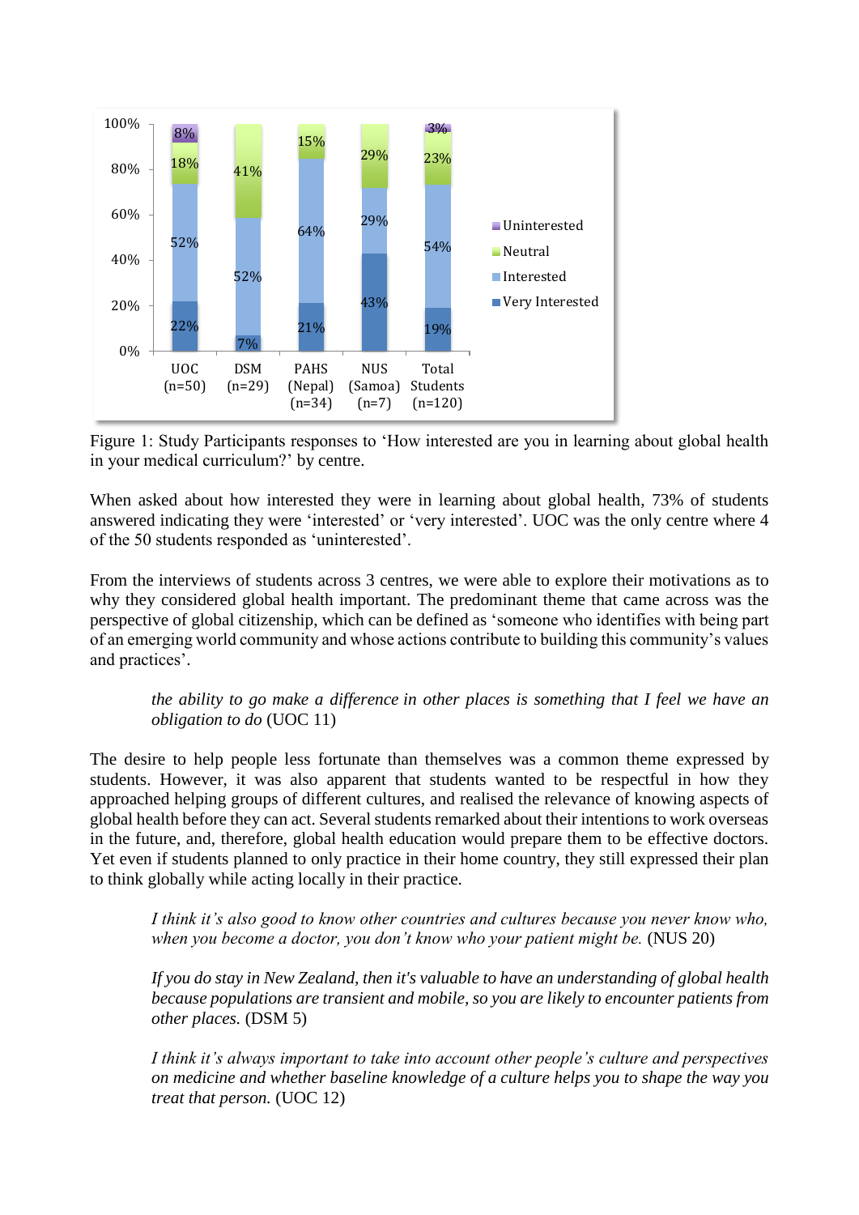Figure 1: Study Participants responses to ‘How interested are you in learning about global health in your medical curriculum?’ by centre.

When asked about how interested they were in learning about global health, 73% of students answered indicating they were ‘interested’ or ‘very interested’. UOC was the only centre where 4 of the 50 students responded as ‘uninterested’.

From the interviews of students across 3 centres, we were able to explore their motivations as to why they considered global health important. The predominant theme that came across was the perspective of global citizenship, which can be defined as ‘someone who identifies with being part of an emerging world community and whose actions contribute to building this community’s values and practices’.

> *the ability to go make a difference in other places is something that I feel we have an obligation to do* (UOC 11)

The desire to help people less fortunate than themselves was a common theme expressed by students. However, it was also apparent that students wanted to be respectful in how they approached helping groups of different cultures, and realised the relevance of knowing aspects of global health before they can act. Several students remarked about their intentions to work overseas in the future, and, therefore, global health education would prepare them to be effective doctors. Yet even if students planned to only practice in their home country, they still expressed their plan to think globally while acting locally in their practice.

> *I think it’s also good to know other countries and cultures because you never know who, when you become a doctor, you don’t know who your patient might be.* (NUS 20)

> *If you do stay in New Zealand, then it's valuable to have an understanding of global health because populations are transient and mobile, so you are likely to encounter patients from other places.* (DSM 5)

> *I think it’s always important to take into account other people’s culture and perspectives on medicine and whether baseline knowledge of a culture helps you to shape the way you treat that person.* (UOC 12)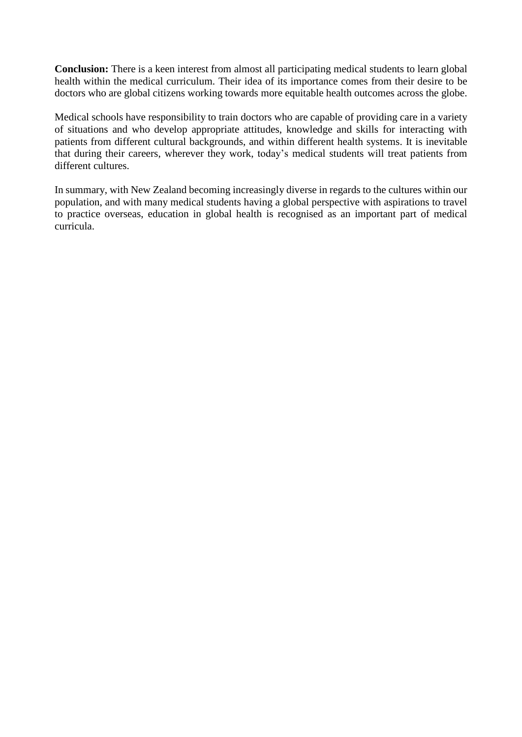**Conclusion:** There is a keen interest from almost all participating medical students to learn global health within the medical curriculum. Their idea of its importance comes from their desire to be doctors who are global citizens working towards more equitable health outcomes across the globe.

Medical schools have responsibility to train doctors who are capable of providing care in a variety of situations and who develop appropriate attitudes, knowledge and skills for interacting with patients from different cultural backgrounds, and within different health systems. It is inevitable that during their careers, wherever they work, today's medical students will treat patients from different cultures.

In summary, with New Zealand becoming increasingly diverse in regards to the cultures within our population, and with many medical students having a global perspective with aspirations to travel to practice overseas, education in global health is recognised as an important part of medical curricula.